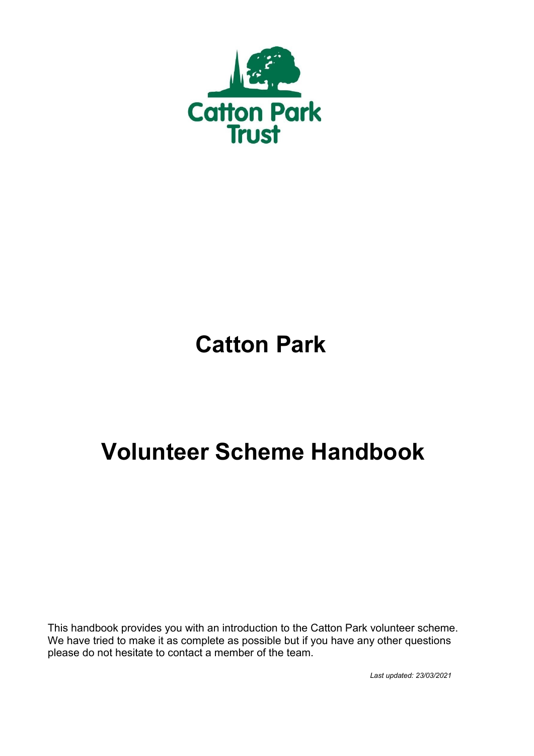Catton Park Trust

# Catton Park

# Volunteer Scheme Handbook

This handbook provides you with an introduction to the Catton Park volunteer scheme. We have tried to make it as complete as possible but if you have any other questions please do not hesitate to contact a member of the team.

*Last updated: 23/03/2021*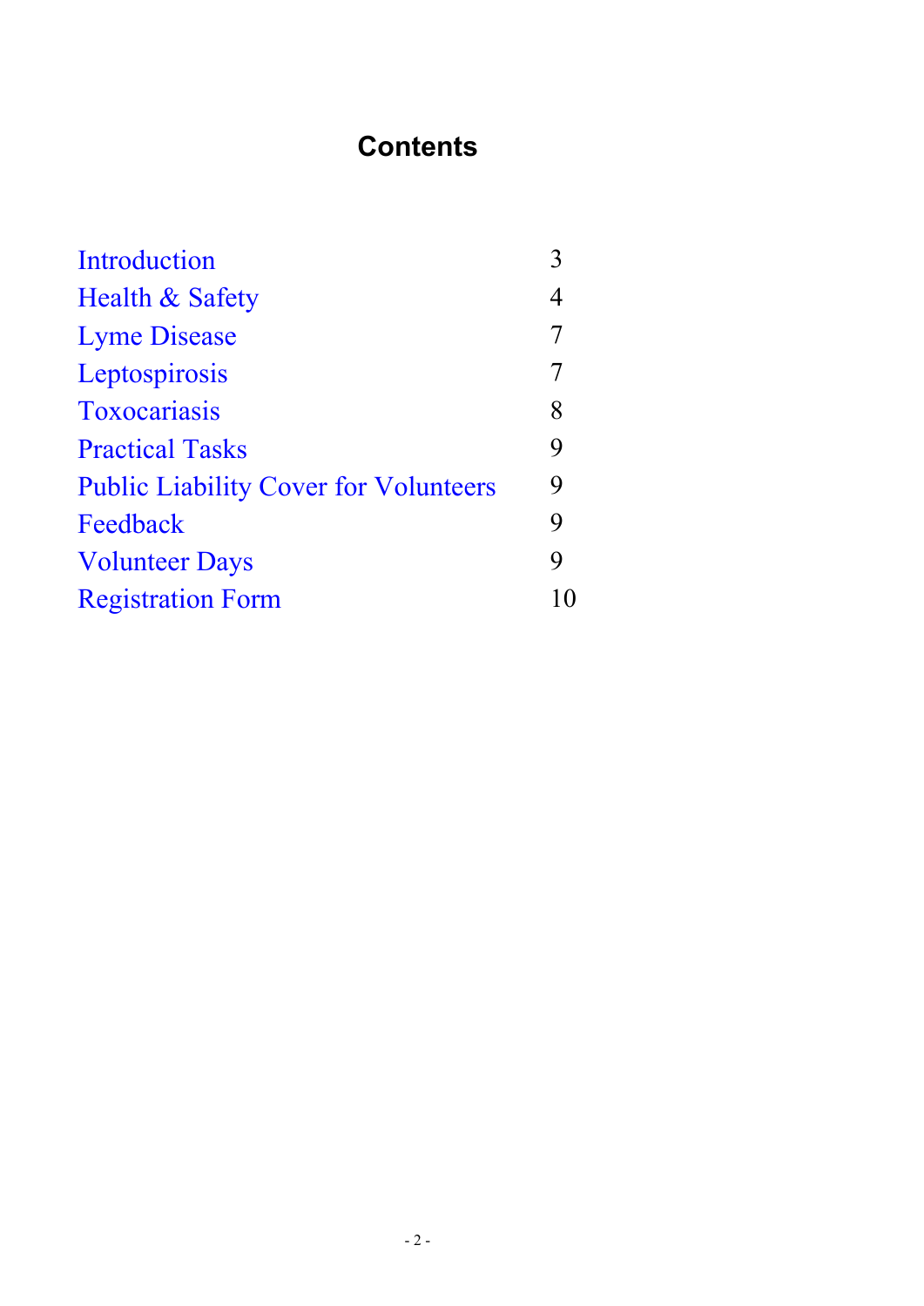# Contents

| | |
|---|---|
| Introduction | 3 |
| Health & Safety | 4 |
| Lyme Disease | 7 |
| Leptospirosis | 7 |
| Toxocariasis | 8 |
| Practical Tasks | 9 |
| Public Liability Cover for Volunteers | 9 |
| Feedback | 9 |
| Volunteer Days | 9 |
| Registration Form | 10 |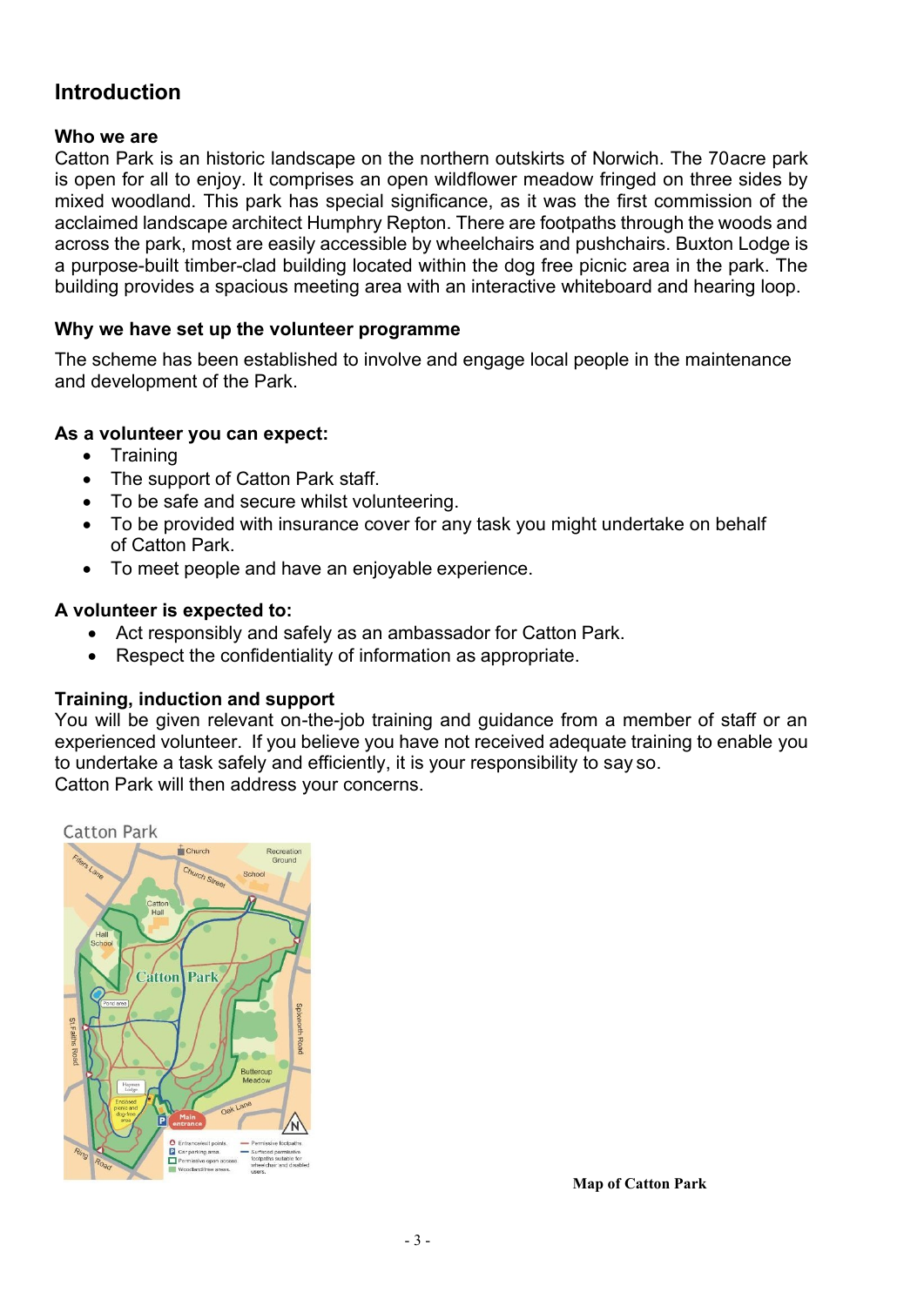## Introduction

### Who we are

Catton Park is an historic landscape on the northern outskirts of Norwich. The 70acre park is open for all to enjoy. It comprises an open wildflower meadow fringed on three sides by mixed woodland. This park has special significance, as it was the first commission of the acclaimed landscape architect Humphry Repton. There are footpaths through the woods and across the park, most are easily accessible by wheelchairs and pushchairs. Buxton Lodge is a purpose-built timber-clad building located within the dog free picnic area in the park. The building provides a spacious meeting area with an interactive whiteboard and hearing loop.

### Why we have set up the volunteer programme

The scheme has been established to involve and engage local people in the maintenance and development of the Park.

### As a volunteer you can expect:

- Training
- The support of Catton Park staff.
- To be safe and secure whilst volunteering.
- To be provided with insurance cover for any task you might undertake on behalf of Catton Park.
- To meet people and have an enjoyable experience.

### A volunteer is expected to:

- Act responsibly and safely as an ambassador for Catton Park.
- Respect the confidentiality of information as appropriate.

### Training, induction and support

You will be given relevant on-the-job training and guidance from a member of staff or an experienced volunteer. If you believe you have not received adequate training to enable you to undertake a task safely and efficiently, it is your responsibility to say so.
Catton Park will then address your concerns.

**Map of Catton Park**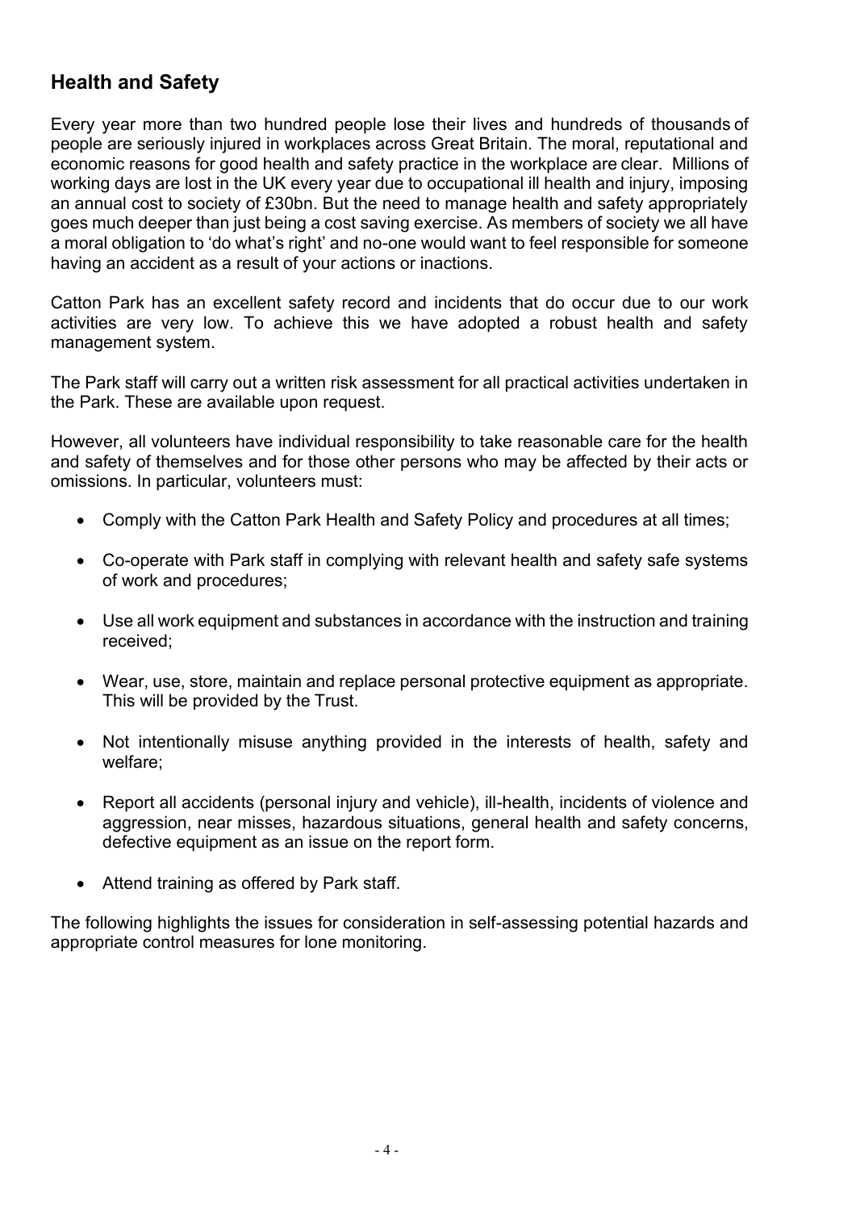## Health and Safety

Every year more than two hundred people lose their lives and hundreds of thousands of people are seriously injured in workplaces across Great Britain. The moral, reputational and economic reasons for good health and safety practice in the workplace are clear. Millions of working days are lost in the UK every year due to occupational ill health and injury, imposing an annual cost to society of £30bn. But the need to manage health and safety appropriately goes much deeper than just being a cost saving exercise. As members of society we all have a moral obligation to 'do what's right' and no-one would want to feel responsible for someone having an accident as a result of your actions or inactions.

Catton Park has an excellent safety record and incidents that do occur due to our work activities are very low. To achieve this we have adopted a robust health and safety management system.

The Park staff will carry out a written risk assessment for all practical activities undertaken in the Park. These are available upon request.

However, all volunteers have individual responsibility to take reasonable care for the health and safety of themselves and for those other persons who may be affected by their acts or omissions. In particular, volunteers must:

- Comply with the Catton Park Health and Safety Policy and procedures at all times;
- Co-operate with Park staff in complying with relevant health and safety safe systems of work and procedures;
- Use all work equipment and substances in accordance with the instruction and training received;
- Wear, use, store, maintain and replace personal protective equipment as appropriate. This will be provided by the Trust.
- Not intentionally misuse anything provided in the interests of health, safety and welfare;
- Report all accidents (personal injury and vehicle), ill-health, incidents of violence and aggression, near misses, hazardous situations, general health and safety concerns, defective equipment as an issue on the report form.
- Attend training as offered by Park staff.

The following highlights the issues for consideration in self-assessing potential hazards and appropriate control measures for lone monitoring.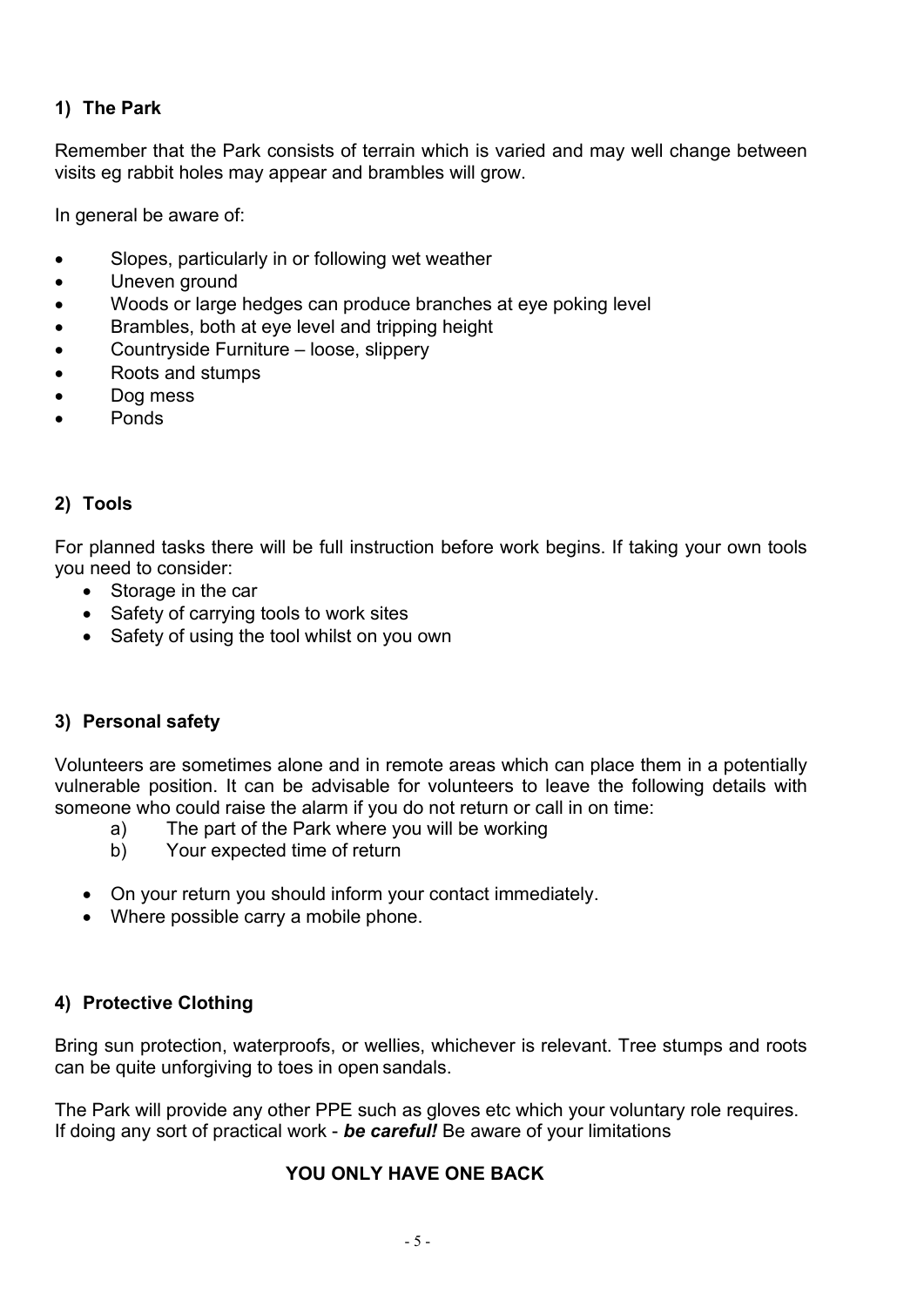### 1) The Park

Remember that the Park consists of terrain which is varied and may well change between visits eg rabbit holes may appear and brambles will grow.

In general be aware of:

- Slopes, particularly in or following wet weather
- Uneven ground
- Woods or large hedges can produce branches at eye poking level
- Brambles, both at eye level and tripping height
- Countryside Furniture – loose, slippery
- Roots and stumps
- Dog mess
- Ponds

### 2) Tools

For planned tasks there will be full instruction before work begins. If taking your own tools you need to consider:

- Storage in the car
- Safety of carrying tools to work sites
- Safety of using the tool whilst on you own

### 3) Personal safety

Volunteers are sometimes alone and in remote areas which can place them in a potentially vulnerable position. It can be advisable for volunteers to leave the following details with someone who could raise the alarm if you do not return or call in on time:

a) The part of the Park where you will be working
b) Your expected time of return

- On your return you should inform your contact immediately.
- Where possible carry a mobile phone.

### 4) Protective Clothing

Bring sun protection, waterproofs, or wellies, whichever is relevant. Tree stumps and roots can be quite unforgiving to toes in open sandals.

The Park will provide any other PPE such as gloves etc which your voluntary role requires.
If doing any sort of practical work - ***be careful!*** Be aware of your limitations

**YOU ONLY HAVE ONE BACK**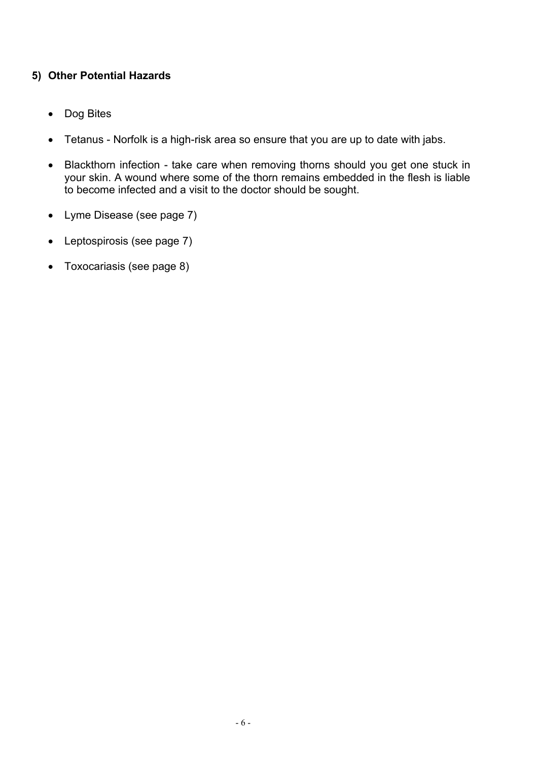## 5) Other Potential Hazards

- Dog Bites
- Tetanus - Norfolk is a high-risk area so ensure that you are up to date with jabs.
- Blackthorn infection - take care when removing thorns should you get one stuck in your skin. A wound where some of the thorn remains embedded in the flesh is liable to become infected and a visit to the doctor should be sought.
- Lyme Disease (see page 7)
- Leptospirosis (see page 7)
- Toxocariasis (see page 8)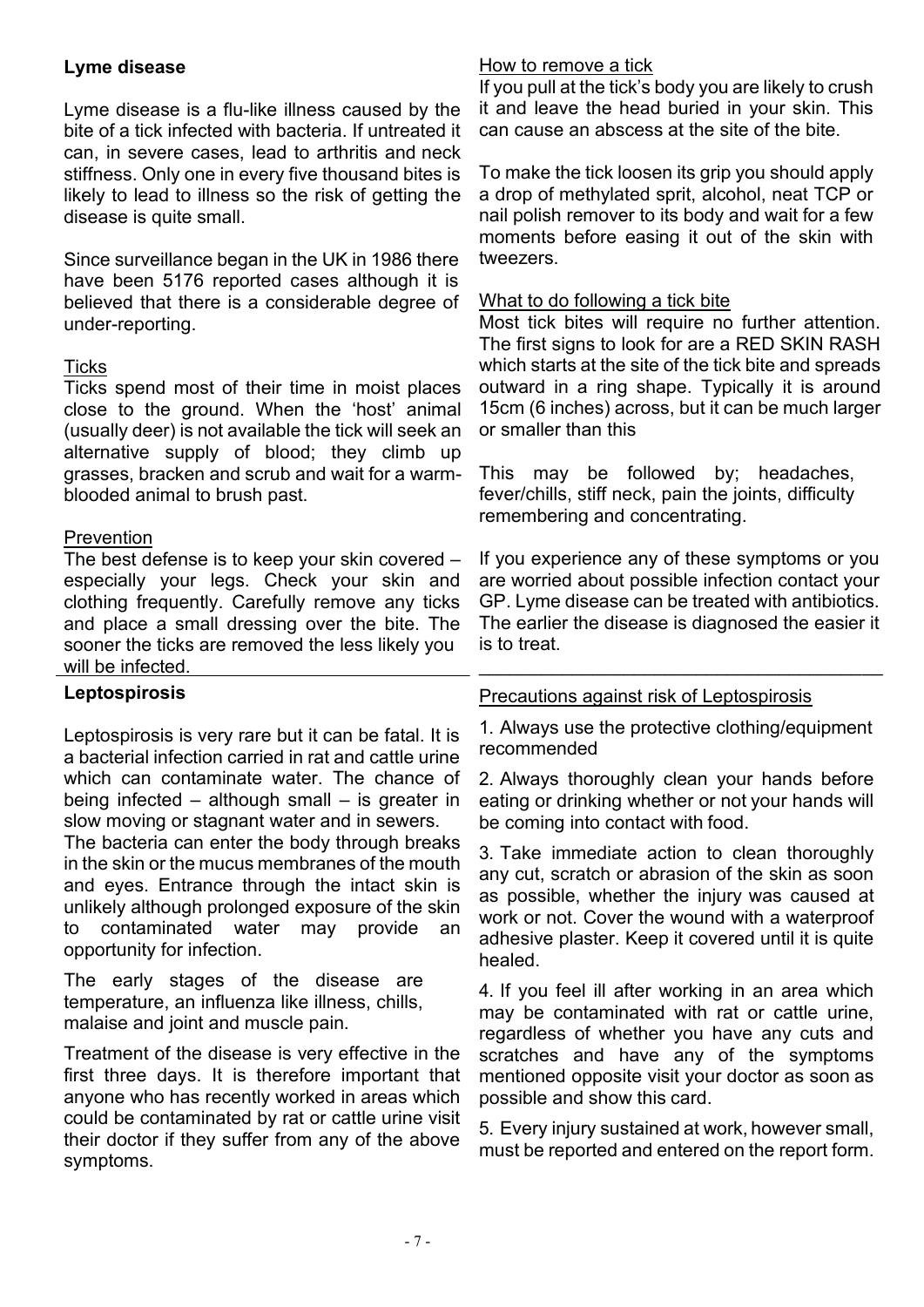## Lyme disease

Lyme disease is a flu-like illness caused by the bite of a tick infected with bacteria. If untreated it can, in severe cases, lead to arthritis and neck stiffness. Only one in every five thousand bites is likely to lead to illness so the risk of getting the disease is quite small.

Since surveillance began in the UK in 1986 there have been 5176 reported cases although it is believed that there is a considerable degree of under-reporting.

### Ticks

Ticks spend most of their time in moist places close to the ground. When the 'host' animal (usually deer) is not available the tick will seek an alternative supply of blood; they climb up grasses, bracken and scrub and wait for a warm-blooded animal to brush past.

### Prevention

The best defense is to keep your skin covered – especially your legs. Check your skin and clothing frequently. Carefully remove any ticks and place a small dressing over the bite. The sooner the ticks are removed the less likely you will be infected.

### How to remove a tick

If you pull at the tick's body you are likely to crush it and leave the head buried in your skin. This can cause an abscess at the site of the bite.

To make the tick loosen its grip you should apply a drop of methylated sprit, alcohol, neat TCP or nail polish remover to its body and wait for a few moments before easing it out of the skin with tweezers.

### What to do following a tick bite

Most tick bites will require no further attention. The first signs to look for are a RED SKIN RASH which starts at the site of the tick bite and spreads outward in a ring shape. Typically it is around 15cm (6 inches) across, but it can be much larger or smaller than this

This may be followed by; headaches, fever/chills, stiff neck, pain the joints, difficulty remembering and concentrating.

If you experience any of these symptoms or you are worried about possible infection contact your GP. Lyme disease can be treated with antibiotics. The earlier the disease is diagnosed the easier it is to treat.

---

## Leptospirosis

Leptospirosis is very rare but it can be fatal. It is a bacterial infection carried in rat and cattle urine which can contaminate water. The chance of being infected – although small – is greater in slow moving or stagnant water and in sewers.

The bacteria can enter the body through breaks in the skin or the mucus membranes of the mouth and eyes. Entrance through the intact skin is unlikely although prolonged exposure of the skin to contaminated water may provide an opportunity for infection.

The early stages of the disease are temperature, an influenza like illness, chills, malaise and joint and muscle pain.

Treatment of the disease is very effective in the first three days. It is therefore important that anyone who has recently worked in areas which could be contaminated by rat or cattle urine visit their doctor if they suffer from any of the above symptoms.

### Precautions against risk of Leptospirosis

1. Always use the protective clothing/equipment recommended

2. Always thoroughly clean your hands before eating or drinking whether or not your hands will be coming into contact with food.

3. Take immediate action to clean thoroughly any cut, scratch or abrasion of the skin as soon as possible, whether the injury was caused at work or not. Cover the wound with a waterproof adhesive plaster. Keep it covered until it is quite healed.

4. If you feel ill after working in an area which may be contaminated with rat or cattle urine, regardless of whether you have any cuts and scratches and have any of the symptoms mentioned opposite visit your doctor as soon as possible and show this card.

5. Every injury sustained at work, however small, must be reported and entered on the report form.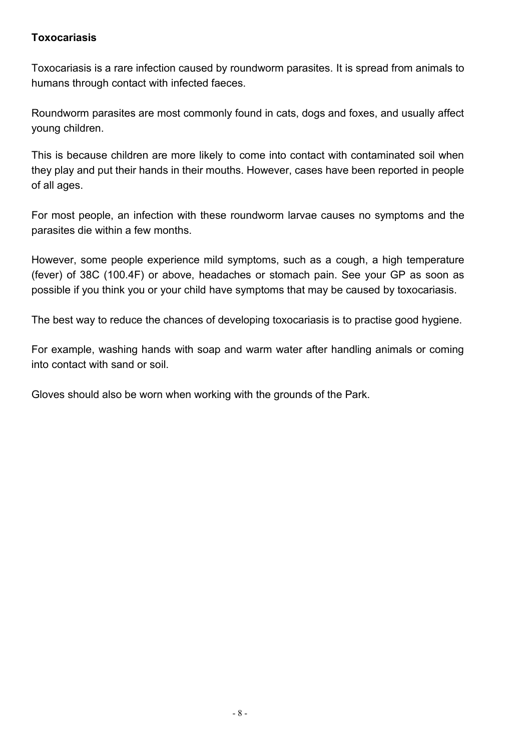**Toxocariasis**

Toxocariasis is a rare infection caused by roundworm parasites. It is spread from animals to humans through contact with infected faeces.

Roundworm parasites are most commonly found in cats, dogs and foxes, and usually affect young children.

This is because children are more likely to come into contact with contaminated soil when they play and put their hands in their mouths. However, cases have been reported in people of all ages.

For most people, an infection with these roundworm larvae causes no symptoms and the parasites die within a few months.

However, some people experience mild symptoms, such as a cough, a high temperature (fever) of 38C (100.4F) or above, headaches or stomach pain. See your GP as soon as possible if you think you or your child have symptoms that may be caused by toxocariasis.

The best way to reduce the chances of developing toxocariasis is to practise good hygiene.

For example, washing hands with soap and warm water after handling animals or coming into contact with sand or soil.

Gloves should also be worn when working with the grounds of the Park.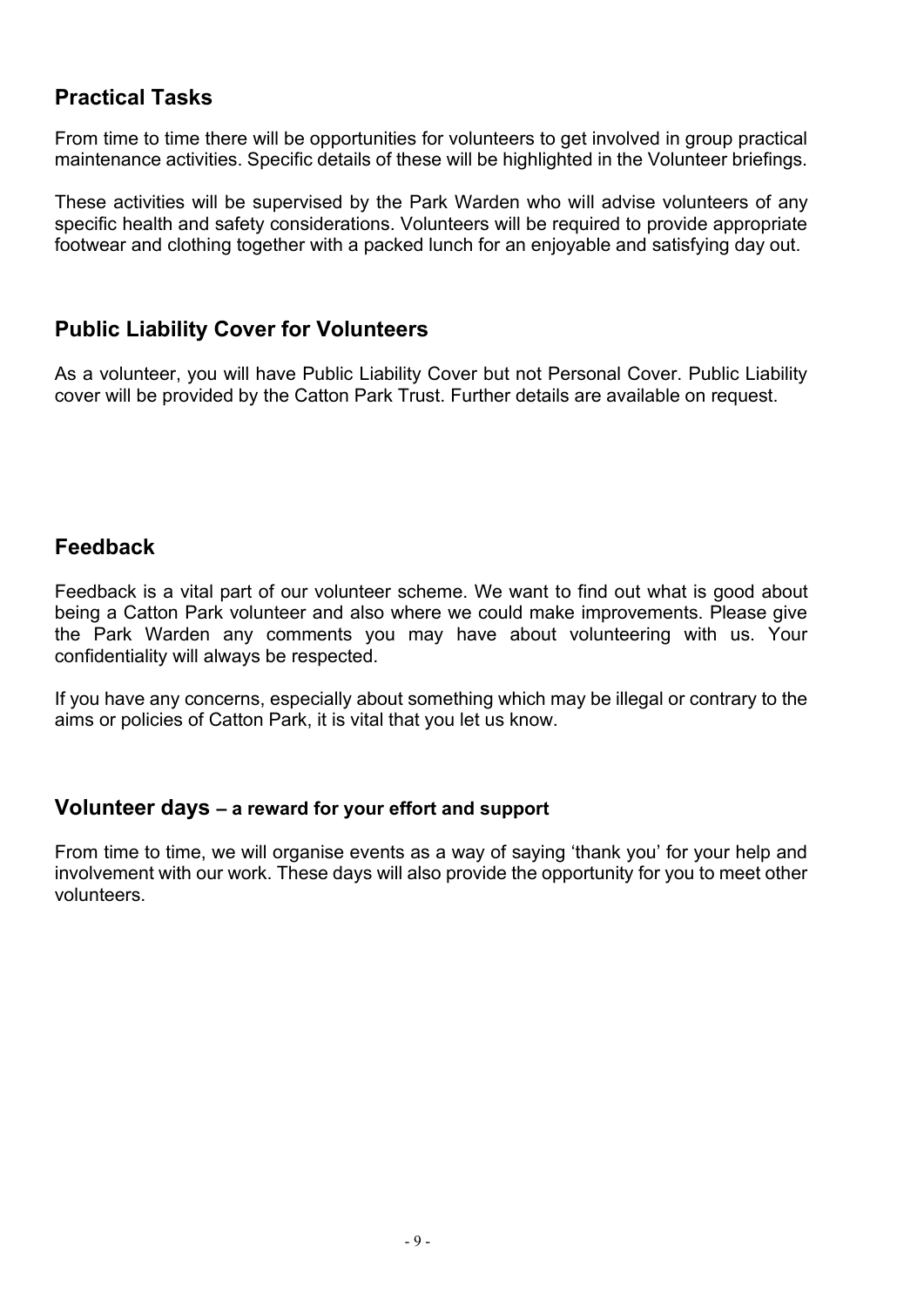## Practical Tasks

From time to time there will be opportunities for volunteers to get involved in group practical maintenance activities. Specific details of these will be highlighted in the Volunteer briefings.

These activities will be supervised by the Park Warden who will advise volunteers of any specific health and safety considerations. Volunteers will be required to provide appropriate footwear and clothing together with a packed lunch for an enjoyable and satisfying day out.

## Public Liability Cover for Volunteers

As a volunteer, you will have Public Liability Cover but not Personal Cover. Public Liability cover will be provided by the Catton Park Trust. Further details are available on request.

## Feedback

Feedback is a vital part of our volunteer scheme. We want to find out what is good about being a Catton Park volunteer and also where we could make improvements. Please give the Park Warden any comments you may have about volunteering with us. Your confidentiality will always be respected.

If you have any concerns, especially about something which may be illegal or contrary to the aims or policies of Catton Park, it is vital that you let us know.

## Volunteer days – a reward for your effort and support

From time to time, we will organise events as a way of saying 'thank you' for your help and involvement with our work. These days will also provide the opportunity for you to meet other volunteers.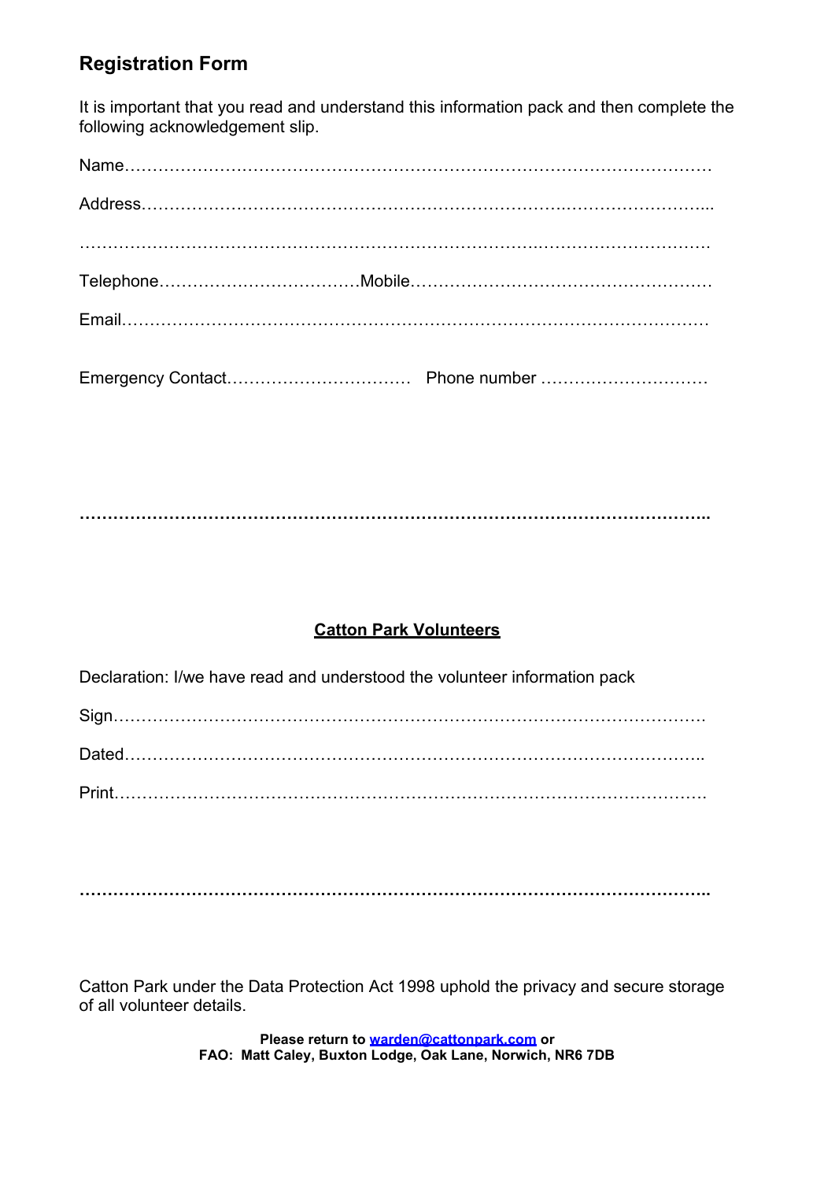## Registration Form

It is important that you read and understand this information pack and then complete the following acknowledgement slip.

Name…………………………………………………………………………………………

Address……………………………………………………………….……………………...

…………………………………………………………………….…………………………

Telephone………………………………Mobile……………………………………………

Email…………………………………………………………………………………………

Emergency Contact……………………………   Phone number …………………………

**……………………………………………………………………………………………………..**

**Catton Park Volunteers**

Declaration: I/we have read and understood the volunteer information pack

Sign…………………………………………………………………………………………

Dated………………………………………………………………………………………..

Print…………………………………………………………………………………………

**……………………………………………………………………………………………………..**

Catton Park under the Data Protection Act 1998 uphold the privacy and secure storage of all volunteer details.

**Please return to warden@cattonpark.com or**
**FAO: Matt Caley, Buxton Lodge, Oak Lane, Norwich, NR6 7DB**